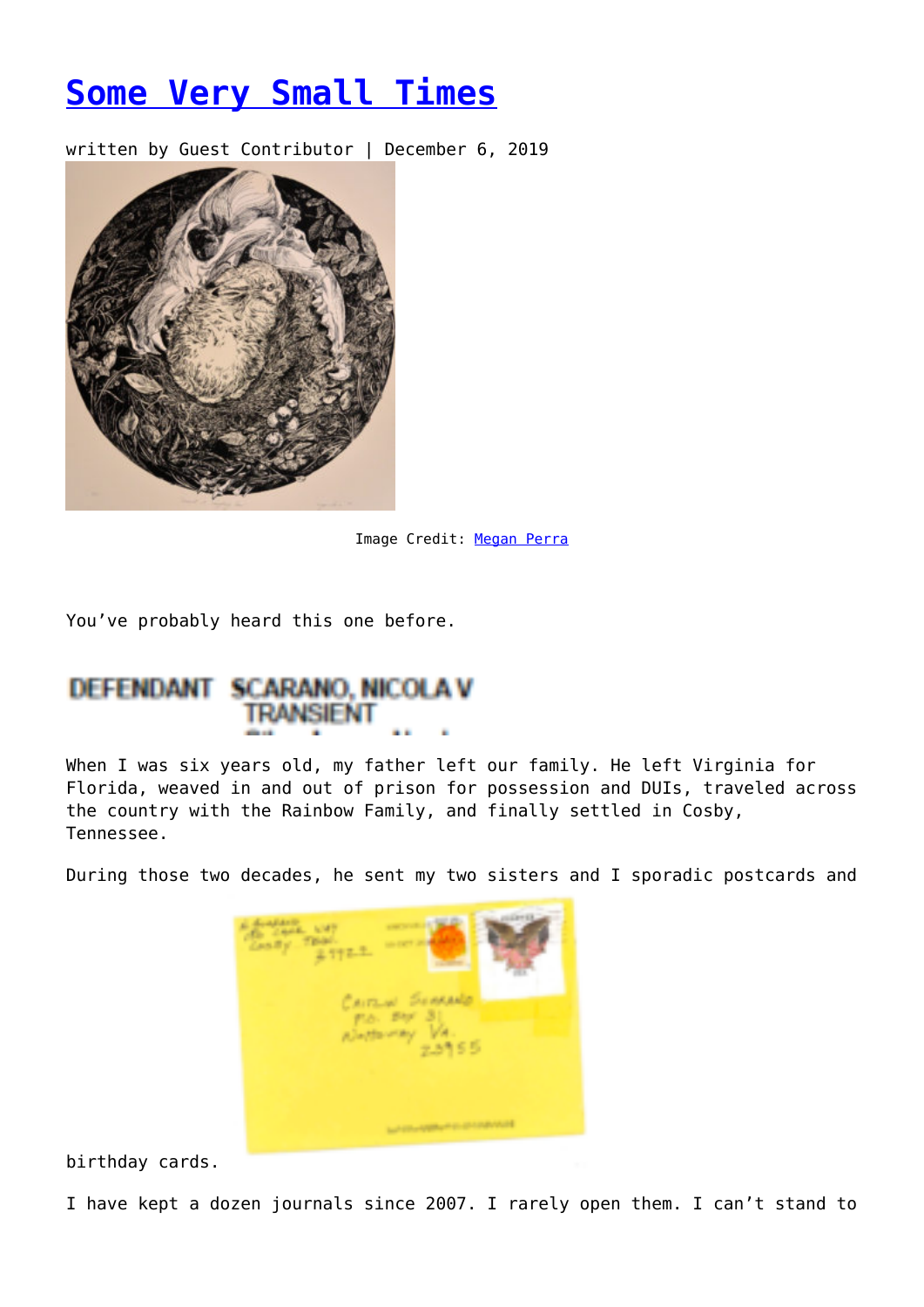# [Some Very Small Times](#)

written by Guest Contributor | December 6, 2019

Image Credit: [Megan Perra](#)

You've probably heard this one before.

DEFENDANT SCARANO, NICOLA V
TRANSIENT

When I was six years old, my father left our family. He left Virginia for Florida, weaved in and out of prison for possession and DUIs, traveled across the country with the Rainbow Family, and finally settled in Cosby, Tennessee.

During those two decades, he sent my two sisters and I sporadic postcards and birthday cards.

I have kept a dozen journals since 2007. I rarely open them. I can't stand to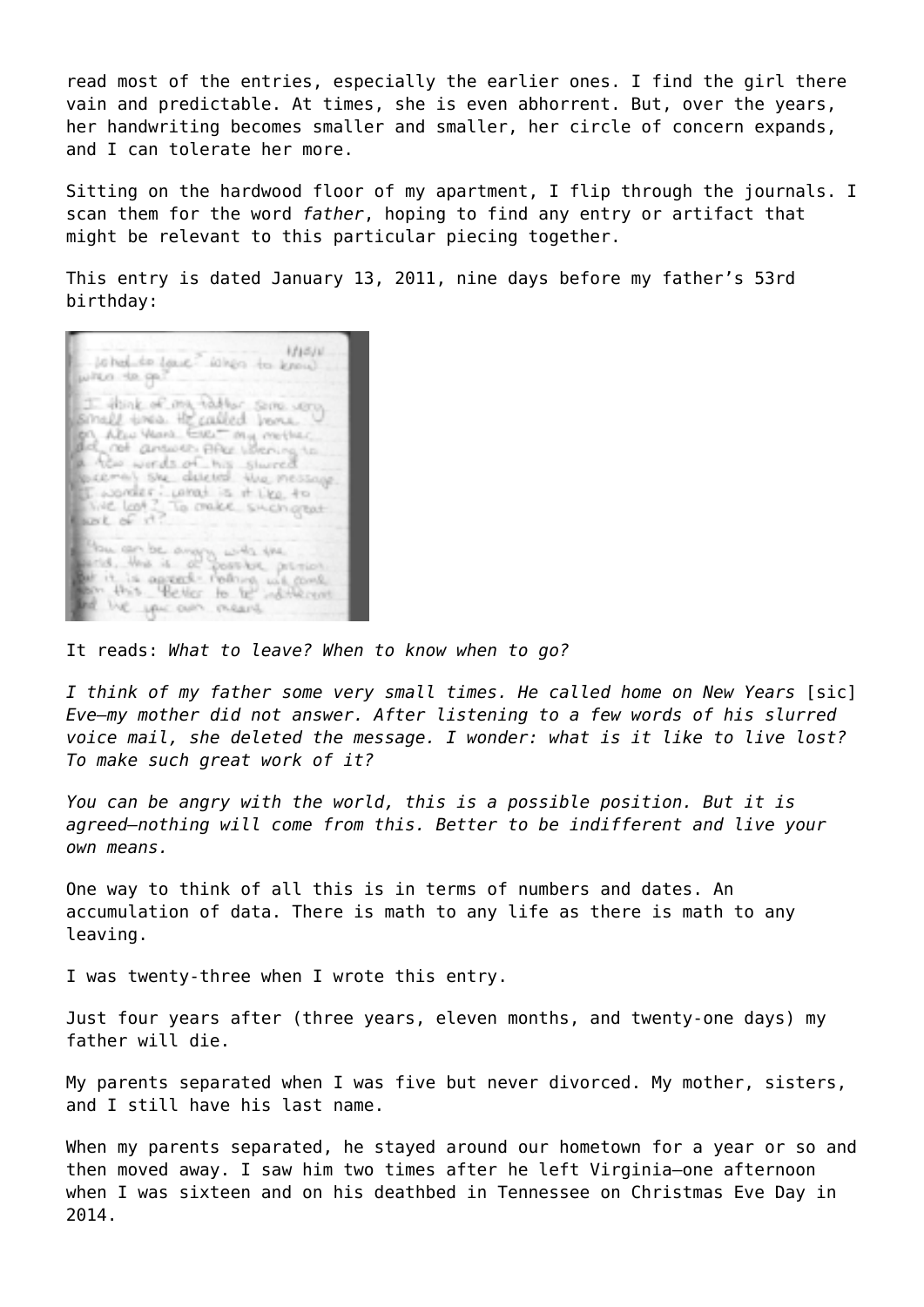read most of the entries, especially the earlier ones. I find the girl there vain and predictable. At times, she is even abhorrent. But, over the years, her handwriting becomes smaller and smaller, her circle of concern expands, and I can tolerate her more.

Sitting on the hardwood floor of my apartment, I flip through the journals. I scan them for the word *father*, hoping to find any entry or artifact that might be relevant to this particular piecing together.

This entry is dated January 13, 2011, nine days before my father's 53rd birthday:

It reads: *What to leave? When to know when to go?*

*I think of my father some very small times. He called home on New Years* [sic] *Eve—my mother did not answer. After listening to a few words of his slurred voice mail, she deleted the message. I wonder: what is it like to live lost? To make such great work of it?*

*You can be angry with the world, this is a possible position. But it is agreed—nothing will come from this. Better to be indifferent and live your own means.*

One way to think of all this is in terms of numbers and dates. An accumulation of data. There is math to any life as there is math to any leaving.

I was twenty-three when I wrote this entry.

Just four years after (three years, eleven months, and twenty-one days) my father will die.

My parents separated when I was five but never divorced. My mother, sisters, and I still have his last name.

When my parents separated, he stayed around our hometown for a year or so and then moved away. I saw him two times after he left Virginia—one afternoon when I was sixteen and on his deathbed in Tennessee on Christmas Eve Day in 2014.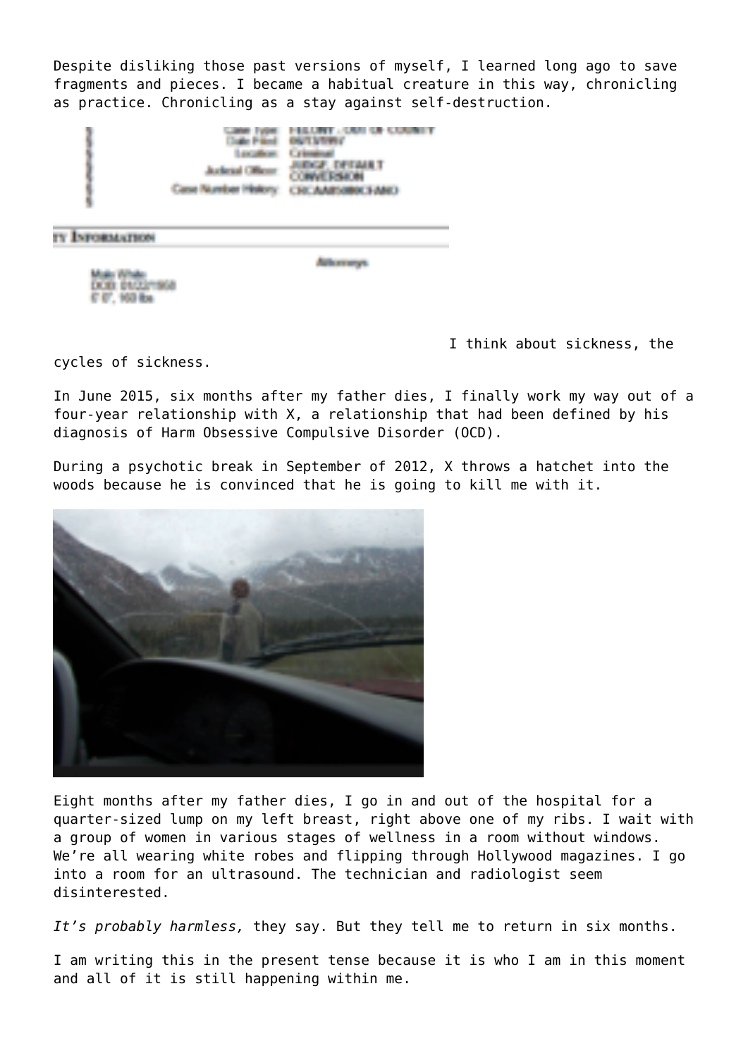Despite disliking those past versions of myself, I learned long ago to save fragments and pieces. I became a habitual creature in this way, chronicling as practice. Chronicling as a stay against self-destruction.

I think about sickness, the cycles of sickness.

In June 2015, six months after my father dies, I finally work my way out of a four-year relationship with X, a relationship that had been defined by his diagnosis of Harm Obsessive Compulsive Disorder (OCD).

During a psychotic break in September of 2012, X throws a hatchet into the woods because he is convinced that he is going to kill me with it.

Eight months after my father dies, I go in and out of the hospital for a quarter-sized lump on my left breast, right above one of my ribs. I wait with a group of women in various stages of wellness in a room without windows. We're all wearing white robes and flipping through Hollywood magazines. I go into a room for an ultrasound. The technician and radiologist seem disinterested.

*It's probably harmless,* they say. But they tell me to return in six months.

I am writing this in the present tense because it is who I am in this moment and all of it is still happening within me.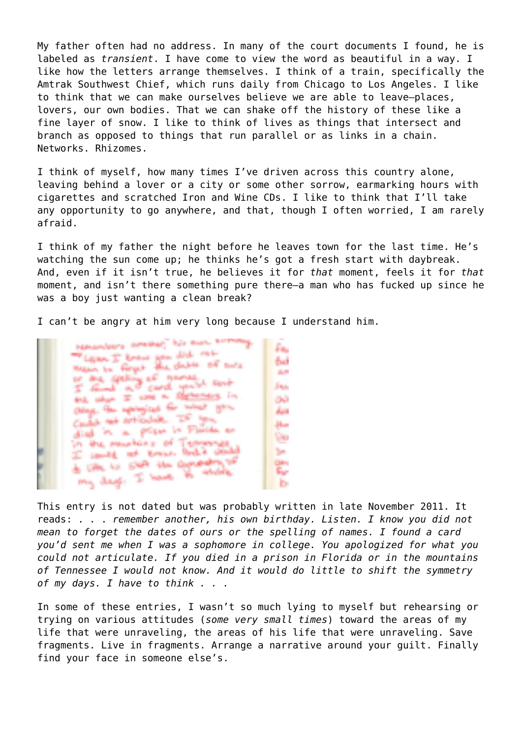My father often had no address. In many of the court documents I found, he is labeled as *transient*. I have come to view the word as beautiful in a way. I like how the letters arrange themselves. I think of a train, specifically the Amtrak Southwest Chief, which runs daily from Chicago to Los Angeles. I like to think that we can make ourselves believe we are able to leave—places, lovers, our own bodies. That we can shake off the history of these like a fine layer of snow. I like to think of lives as things that intersect and branch as opposed to things that run parallel or as links in a chain. Networks. Rhizomes.

I think of myself, how many times I've driven across this country alone, leaving behind a lover or a city or some other sorrow, earmarking hours with cigarettes and scratched Iron and Wine CDs. I like to think that I'll take any opportunity to go anywhere, and that, though I often worried, I am rarely afraid.

I think of my father the night before he leaves town for the last time. He's watching the sun come up; he thinks he's got a fresh start with daybreak. And, even if it isn't true, he believes it for *that* moment, feels it for *that* moment, and isn't there something pure there—a man who has fucked up since he was a boy just wanting a clean break?

I can't be angry at him very long because I understand him.

This entry is not dated but was probably written in late November 2011. It reads: . . . *remember another, his own birthday. Listen. I know you did not mean to forget the dates of ours or the spelling of names. I found a card you'd sent me when I was a sophomore in college. You apologized for what you could not articulate. If you died in a prison in Florida or in the mountains of Tennessee I would not know. And it would do little to shift the symmetry of my days. I have to think* . . .

In some of these entries, I wasn't so much lying to myself but rehearsing or trying on various attitudes (*some very small times*) toward the areas of my life that were unraveling, the areas of his life that were unraveling. Save fragments. Live in fragments. Arrange a narrative around your guilt. Finally find your face in someone else's.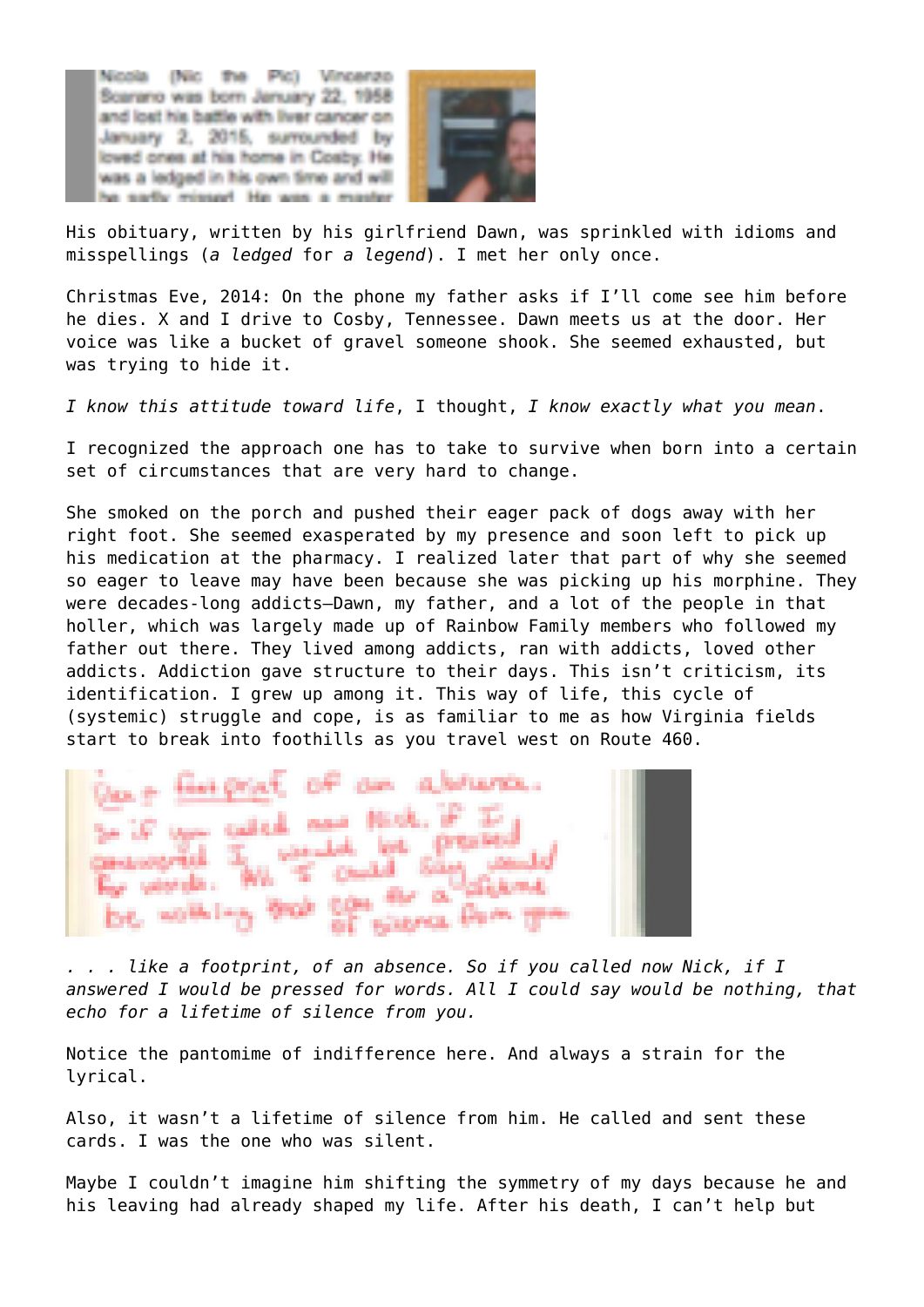His obituary, written by his girlfriend Dawn, was sprinkled with idioms and misspellings (*a ledged* for *a legend*). I met her only once.

Christmas Eve, 2014: On the phone my father asks if I'll come see him before he dies. X and I drive to Cosby, Tennessee. Dawn meets us at the door. Her voice was like a bucket of gravel someone shook. She seemed exhausted, but was trying to hide it.

*I know this attitude toward life*, I thought, *I know exactly what you mean*.

I recognized the approach one has to take to survive when born into a certain set of circumstances that are very hard to change.

She smoked on the porch and pushed their eager pack of dogs away with her right foot. She seemed exasperated by my presence and soon left to pick up his medication at the pharmacy. I realized later that part of why she seemed so eager to leave may have been because she was picking up his morphine. They were decades-long addicts—Dawn, my father, and a lot of the people in that holler, which was largely made up of Rainbow Family members who followed my father out there. They lived among addicts, ran with addicts, loved other addicts. Addiction gave structure to their days. This isn't criticism, its identification. I grew up among it. This way of life, this cycle of (systemic) struggle and cope, is as familiar to me as how Virginia fields start to break into foothills as you travel west on Route 460.

*. . . like a footprint, of an absence. So if you called now Nick, if I answered I would be pressed for words. All I could say would be nothing, that echo for a lifetime of silence from you.*

Notice the pantomime of indifference here. And always a strain for the lyrical.

Also, it wasn't a lifetime of silence from him. He called and sent these cards. I was the one who was silent.

Maybe I couldn't imagine him shifting the symmetry of my days because he and his leaving had already shaped my life. After his death, I can't help but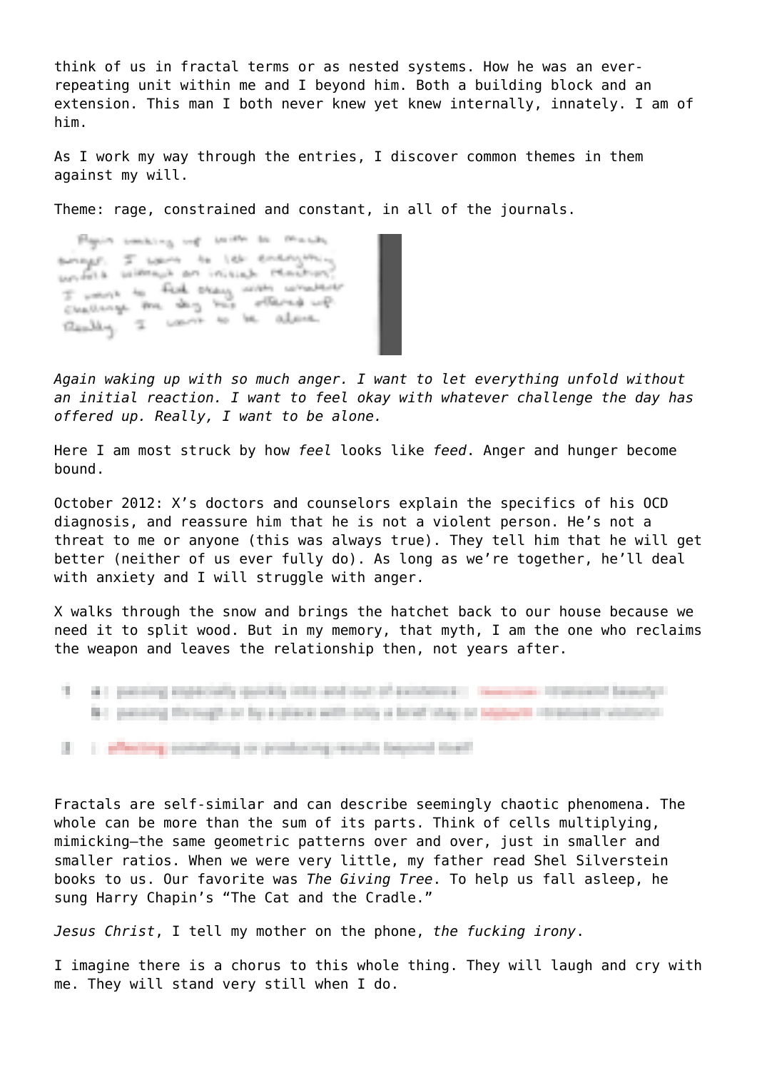think of us in fractal terms or as nested systems. How he was an ever-repeating unit within me and I beyond him. Both a building block and an extension. This man I both never knew yet knew internally, innately. I am of him.

As I work my way through the entries, I discover common themes in them against my will.

Theme: rage, constrained and constant, in all of the journals.

*Again waking up with so much anger. I want to let everything unfold without an initial reaction. I want to feel okay with whatever challenge the day has offered up. Really, I want to be alone.*

Here I am most struck by how *feel* looks like *feed*. Anger and hunger become bound.

October 2012: X's doctors and counselors explain the specifics of his OCD diagnosis, and reassure him that he is not a violent person. He's not a threat to me or anyone (this was always true). They tell him that he will get better (neither of us ever fully do). As long as we're together, he'll deal with anxiety and I will struggle with anger.

X walks through the snow and brings the hatchet back to our house because we need it to split wood. But in my memory, that myth, I am the one who reclaims the weapon and leaves the relationship then, not years after.

Fractals are self-similar and can describe seemingly chaotic phenomena. The whole can be more than the sum of its parts. Think of cells multiplying, mimicking—the same geometric patterns over and over, just in smaller and smaller ratios. When we were very little, my father read Shel Silverstein books to us. Our favorite was *The Giving Tree*. To help us fall asleep, he sung Harry Chapin's "The Cat and the Cradle."

*Jesus Christ*, I tell my mother on the phone, *the fucking irony*.

I imagine there is a chorus to this whole thing. They will laugh and cry with me. They will stand very still when I do.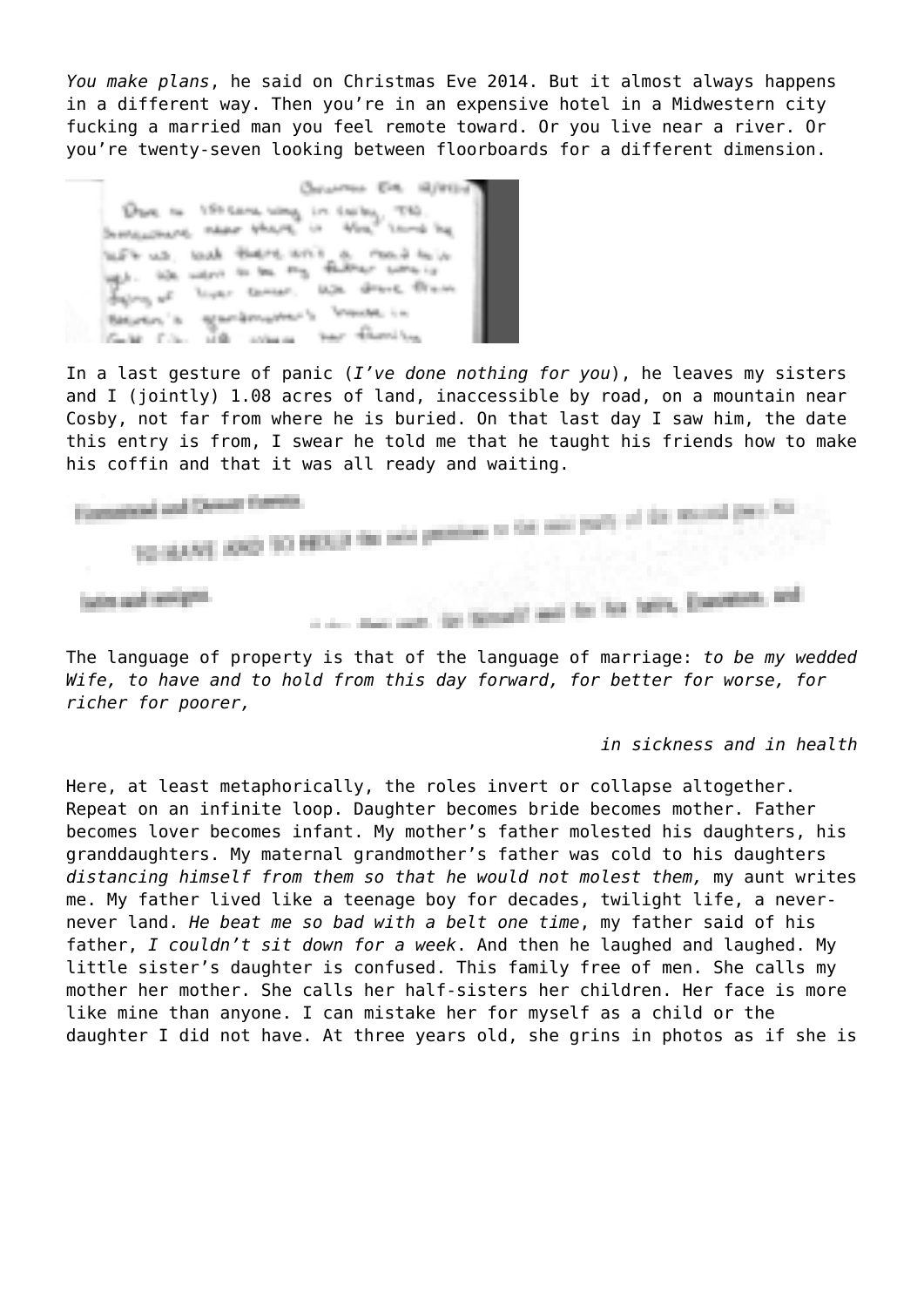*You make plans*, he said on Christmas Eve 2014. But it almost always happens in a different way. Then you're in an expensive hotel in a Midwestern city fucking a married man you feel remote toward. Or you live near a river. Or you're twenty-seven looking between floorboards for a different dimension.

In a last gesture of panic (*I've done nothing for you*), he leaves my sisters and I (jointly) 1.08 acres of land, inaccessible by road, on a mountain near Cosby, not far from where he is buried. On that last day I saw him, the date this entry is from, I swear he told me that he taught his friends how to make his coffin and that it was all ready and waiting.

The language of property is that of the language of marriage: *to be my wedded Wife, to have and to hold from this day forward, for better for worse, for richer for poorer,*

*in sickness and in health*

Here, at least metaphorically, the roles invert or collapse altogether. Repeat on an infinite loop. Daughter becomes bride becomes mother. Father becomes lover becomes infant. My mother's father molested his daughters, his granddaughters. My maternal grandmother's father was cold to his daughters *distancing himself from them so that he would not molest them,* my aunt writes me. My father lived like a teenage boy for decades, twilight life, a never-never land. *He beat me so bad with a belt one time*, my father said of his father, *I couldn't sit down for a week*. And then he laughed and laughed. My little sister's daughter is confused. This family free of men. She calls my mother her mother. She calls her half-sisters her children. Her face is more like mine than anyone. I can mistake her for myself as a child or the daughter I did not have. At three years old, she grins in photos as if she is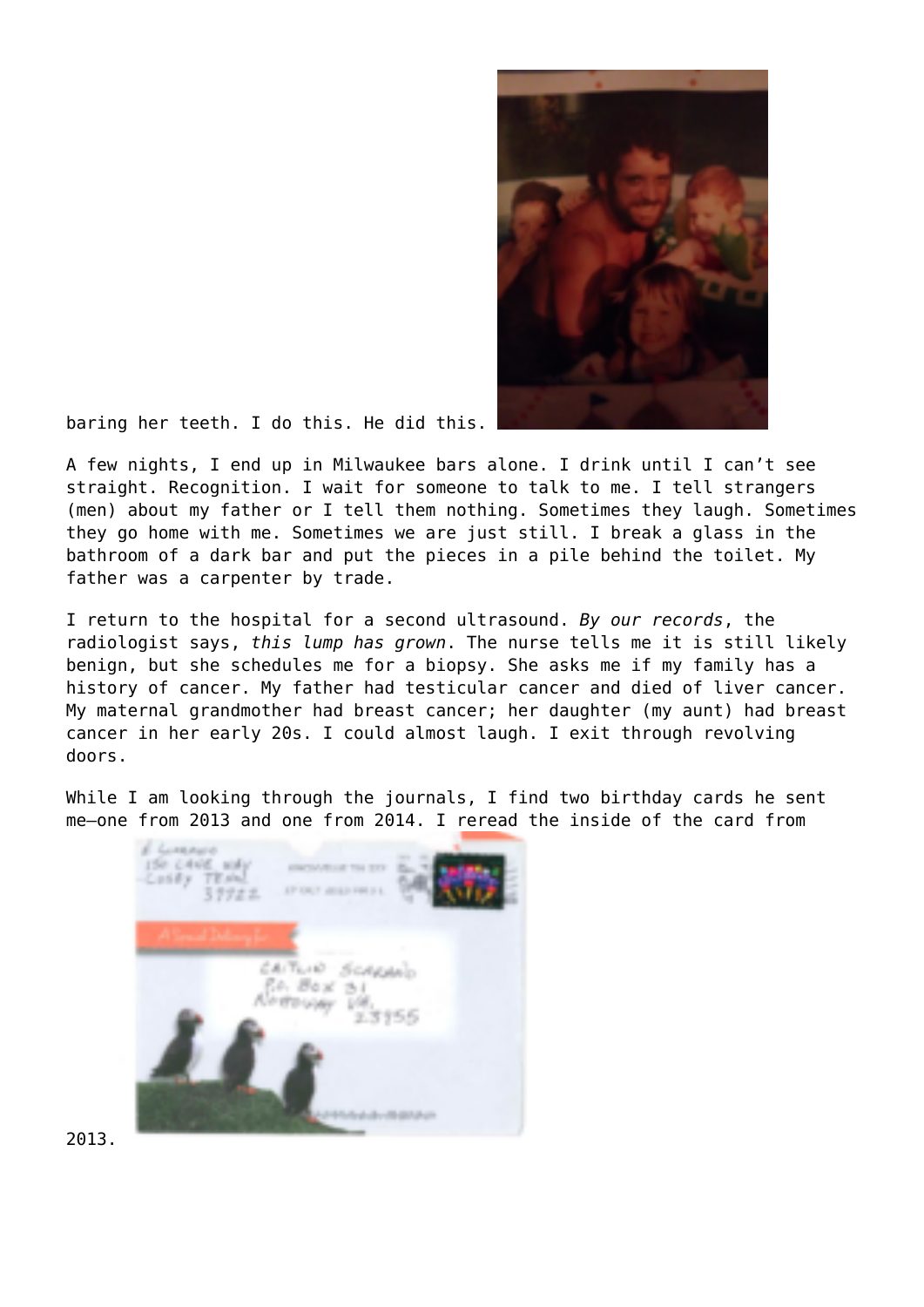baring her teeth. I do this. He did this.

A few nights, I end up in Milwaukee bars alone. I drink until I can't see straight. Recognition. I wait for someone to talk to me. I tell strangers (men) about my father or I tell them nothing. Sometimes they laugh. Sometimes they go home with me. Sometimes we are just still. I break a glass in the bathroom of a dark bar and put the pieces in a pile behind the toilet. My father was a carpenter by trade.

I return to the hospital for a second ultrasound. *By our records*, the radiologist says, *this lump has grown*. The nurse tells me it is still likely benign, but she schedules me for a biopsy. She asks me if my family has a history of cancer. My father had testicular cancer and died of liver cancer. My maternal grandmother had breast cancer; her daughter (my aunt) had breast cancer in her early 20s. I could almost laugh. I exit through revolving doors.

While I am looking through the journals, I find two birthday cards he sent me—one from 2013 and one from 2014. I reread the inside of the card from 2013.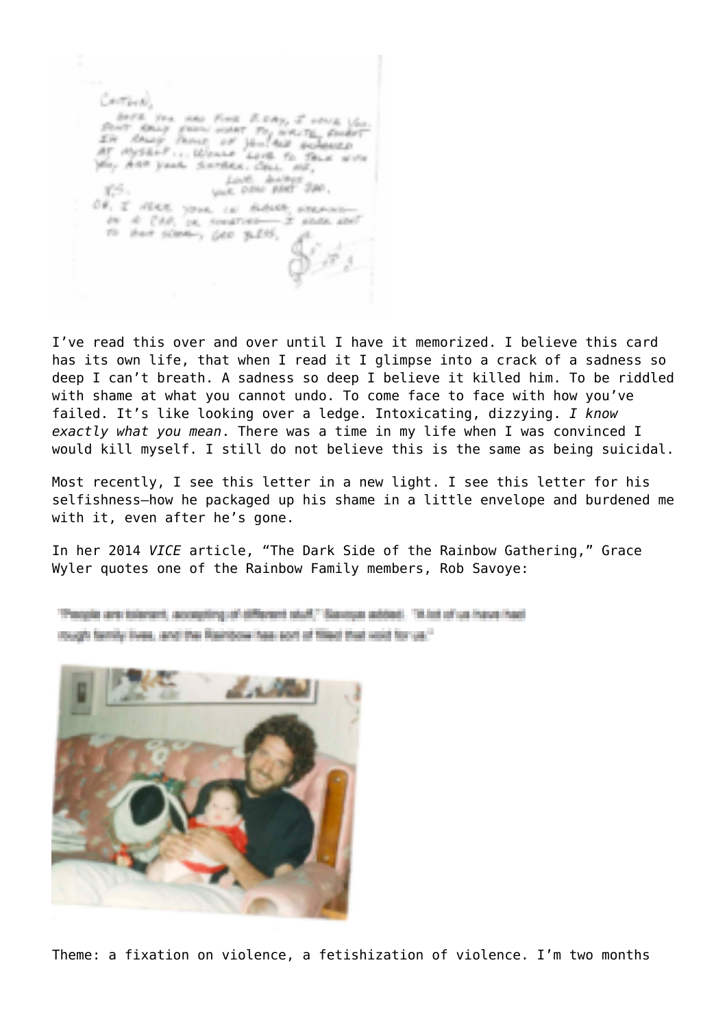I've read this over and over until I have it memorized. I believe this card has its own life, that when I read it I glimpse into a crack of a sadness so deep I can't breath. A sadness so deep I believe it killed him. To be riddled with shame at what you cannot undo. To come face to face with how you've failed. It's like looking over a ledge. Intoxicating, dizzying. *I know exactly what you mean*. There was a time in my life when I was convinced I would kill myself. I still do not believe this is the same as being suicidal.

Most recently, I see this letter in a new light. I see this letter for his selfishness—how he packaged up his shame in a little envelope and burdened me with it, even after he's gone.

In her 2014 *VICE* article, "The Dark Side of the Rainbow Gathering," Grace Wyler quotes one of the Rainbow Family members, Rob Savoye:

Theme: a fixation on violence, a fetishization of violence. I'm two months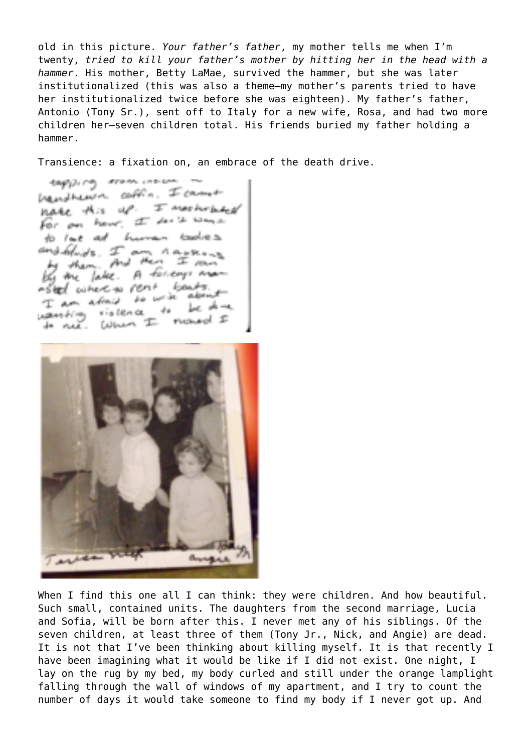old in this picture. *Your father's father*, my mother tells me when I'm twenty, *tried to kill your father's mother by hitting her in the head with a hammer*. His mother, Betty LaMae, survived the hammer, but she was later institutionalized (this was also a theme—my mother's parents tried to have her institutionalized twice before she was eighteen). My father's father, Antonio (Tony Sr.), sent off to Italy for a new wife, Rosa, and had two more children her—seven children total. His friends buried my father holding a hammer.

Transience: a fixation on, an embrace of the death drive.

When I find this one all I can think: they were children. And how beautiful. Such small, contained units. The daughters from the second marriage, Lucia and Sofia, will be born after this. I never met any of his siblings. Of the seven children, at least three of them (Tony Jr., Nick, and Angie) are dead. It is not that I've been thinking about killing myself. It is that recently I have been imagining what it would be like if I did not exist. One night, I lay on the rug by my bed, my body curled and still under the orange lamplight falling through the wall of windows of my apartment, and I try to count the number of days it would take someone to find my body if I never got up. And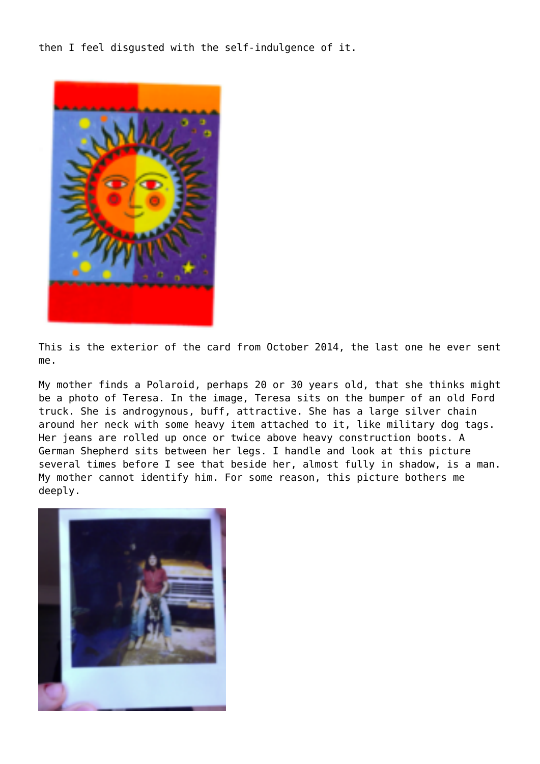then I feel disgusted with the self-indulgence of it.

This is the exterior of the card from October 2014, the last one he ever sent me.

My mother finds a Polaroid, perhaps 20 or 30 years old, that she thinks might be a photo of Teresa. In the image, Teresa sits on the bumper of an old Ford truck. She is androgynous, buff, attractive. She has a large silver chain around her neck with some heavy item attached to it, like military dog tags. Her jeans are rolled up once or twice above heavy construction boots. A German Shepherd sits between her legs. I handle and look at this picture several times before I see that beside her, almost fully in shadow, is a man. My mother cannot identify him. For some reason, this picture bothers me deeply.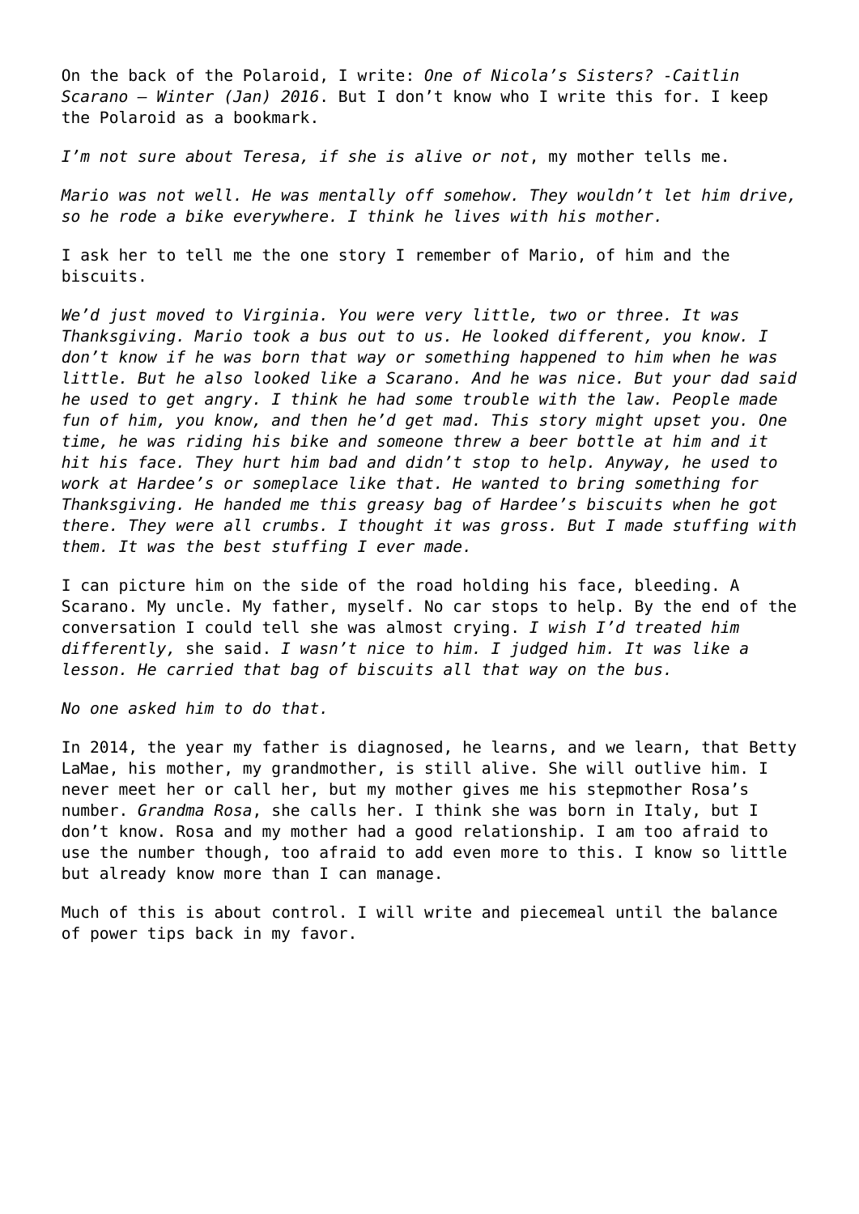On the back of the Polaroid, I write: *One of Nicola's Sisters? -Caitlin Scarano – Winter (Jan) 2016*. But I don't know who I write this for. I keep the Polaroid as a bookmark.

*I'm not sure about Teresa, if she is alive or not*, my mother tells me.

*Mario was not well. He was mentally off somehow. They wouldn't let him drive, so he rode a bike everywhere. I think he lives with his mother.*

I ask her to tell me the one story I remember of Mario, of him and the biscuits.

*We'd just moved to Virginia. You were very little, two or three. It was Thanksgiving. Mario took a bus out to us. He looked different, you know. I don't know if he was born that way or something happened to him when he was little. But he also looked like a Scarano. And he was nice. But your dad said he used to get angry. I think he had some trouble with the law. People made fun of him, you know, and then he'd get mad. This story might upset you. One time, he was riding his bike and someone threw a beer bottle at him and it hit his face. They hurt him bad and didn't stop to help. Anyway, he used to work at Hardee's or someplace like that. He wanted to bring something for Thanksgiving. He handed me this greasy bag of Hardee's biscuits when he got there. They were all crumbs. I thought it was gross. But I made stuffing with them. It was the best stuffing I ever made.*

I can picture him on the side of the road holding his face, bleeding. A Scarano. My uncle. My father, myself. No car stops to help. By the end of the conversation I could tell she was almost crying. *I wish I'd treated him differently,* she said. *I wasn't nice to him. I judged him. It was like a lesson. He carried that bag of biscuits all that way on the bus.*

*No one asked him to do that.*

In 2014, the year my father is diagnosed, he learns, and we learn, that Betty LaMae, his mother, my grandmother, is still alive. She will outlive him. I never meet her or call her, but my mother gives me his stepmother Rosa's number. *Grandma Rosa*, she calls her. I think she was born in Italy, but I don't know. Rosa and my mother had a good relationship. I am too afraid to use the number though, too afraid to add even more to this. I know so little but already know more than I can manage.

Much of this is about control. I will write and piecemeal until the balance of power tips back in my favor.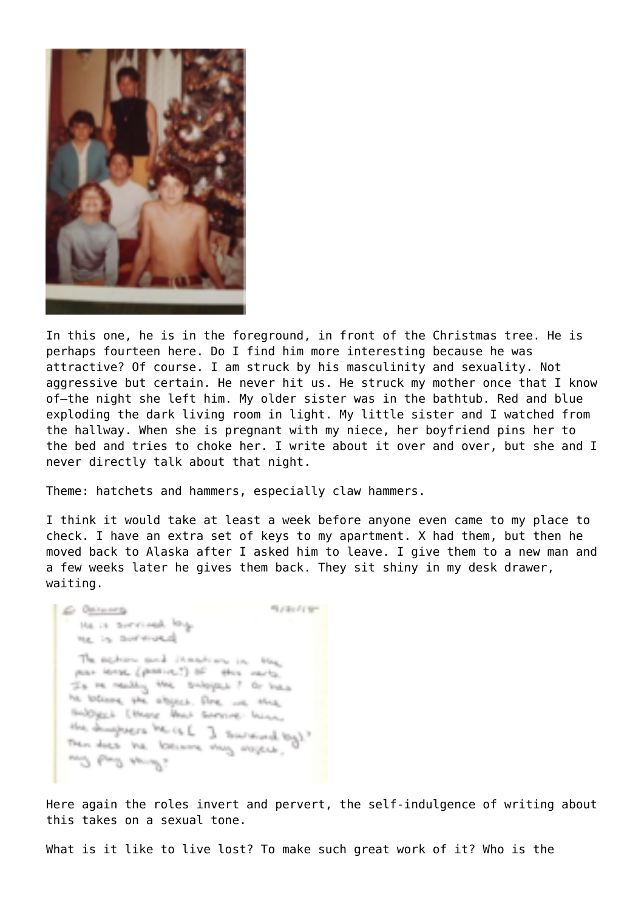In this one, he is in the foreground, in front of the Christmas tree. He is perhaps fourteen here. Do I find him more interesting because he was attractive? Of course. I am struck by his masculinity and sexuality. Not aggressive but certain. He never hit us. He struck my mother once that I know of—the night she left him. My older sister was in the bathtub. Red and blue exploding the dark living room in light. My little sister and I watched from the hallway. When she is pregnant with my niece, her boyfriend pins her to the bed and tries to choke her. I write about it over and over, but she and I never directly talk about that night.

Theme: hatchets and hammers, especially claw hammers.

I think it would take at least a week before anyone even came to my place to check. I have an extra set of keys to my apartment. X had them, but then he moved back to Alaska after I asked him to leave. I give them to a new man and a few weeks later he gives them back. They sit shiny in my desk drawer, waiting.

Here again the roles invert and pervert, the self-indulgence of writing about this takes on a sexual tone.

What is it like to live lost? To make such great work of it? Who is the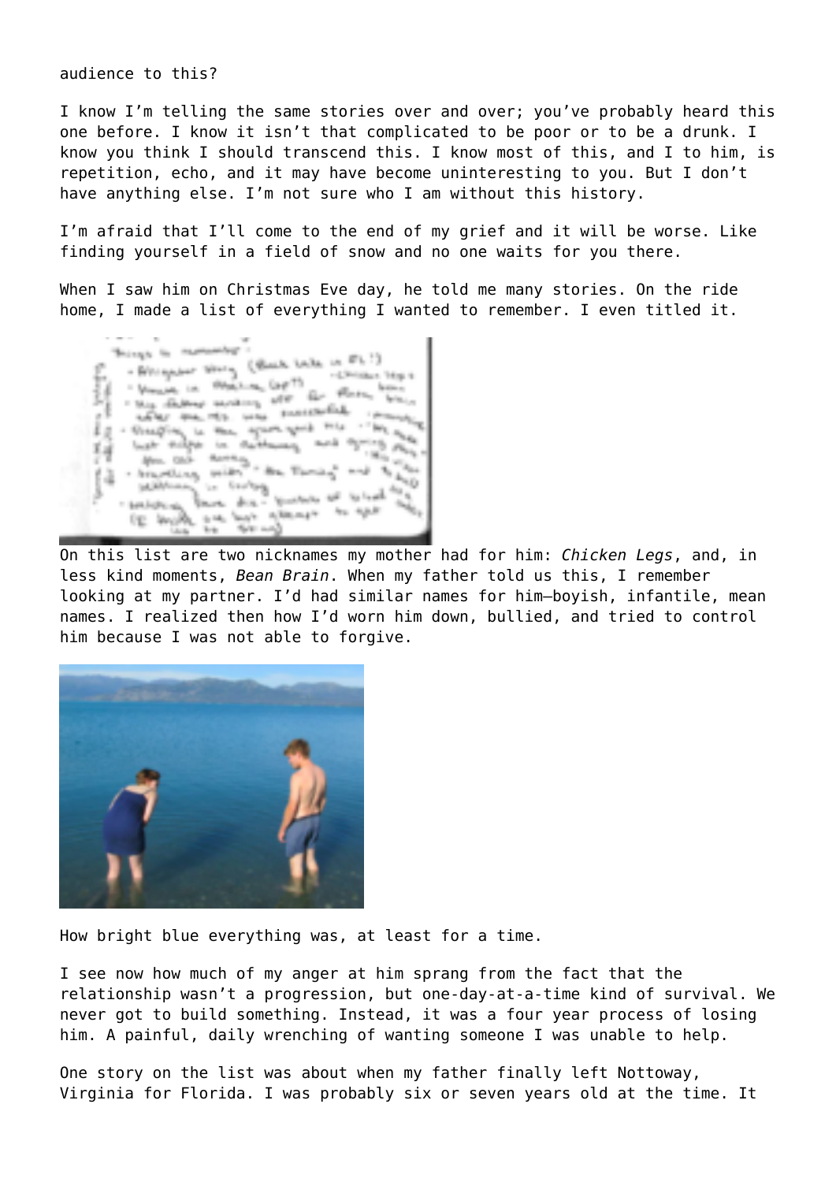audience to this?

I know I'm telling the same stories over and over; you've probably heard this one before. I know it isn't that complicated to be poor or to be a drunk. I know you think I should transcend this. I know most of this, and I to him, is repetition, echo, and it may have become uninteresting to you. But I don't have anything else. I'm not sure who I am without this history.

I'm afraid that I'll come to the end of my grief and it will be worse. Like finding yourself in a field of snow and no one waits for you there.

When I saw him on Christmas Eve day, he told me many stories. On the ride home, I made a list of everything I wanted to remember. I even titled it.

On this list are two nicknames my mother had for him: *Chicken Legs*, and, in less kind moments, *Bean Brain*. When my father told us this, I remember looking at my partner. I'd had similar names for him—boyish, infantile, mean names. I realized then how I'd worn him down, bullied, and tried to control him because I was not able to forgive.

How bright blue everything was, at least for a time.

I see now how much of my anger at him sprang from the fact that the relationship wasn't a progression, but one-day-at-a-time kind of survival. We never got to build something. Instead, it was a four year process of losing him. A painful, daily wrenching of wanting someone I was unable to help.

One story on the list was about when my father finally left Nottoway, Virginia for Florida. I was probably six or seven years old at the time. It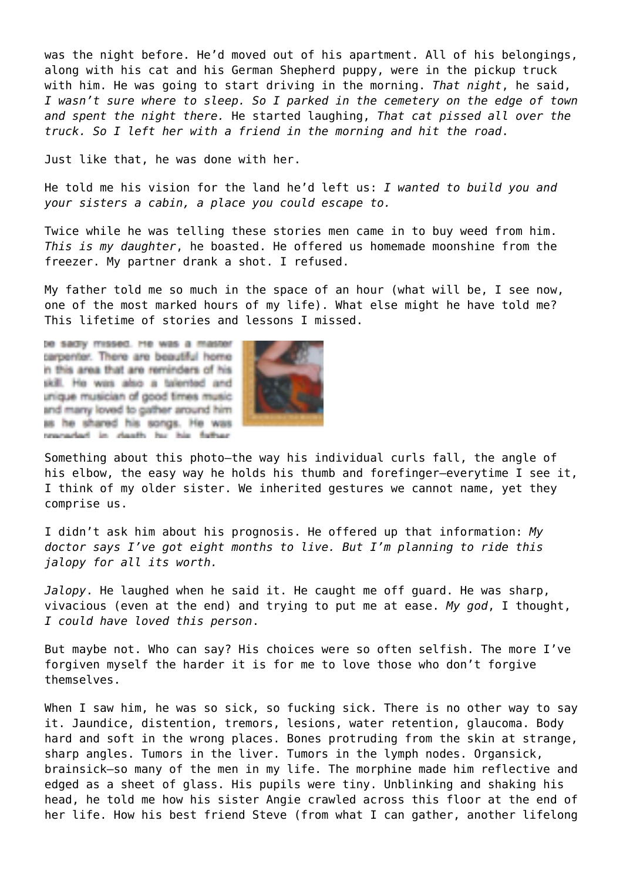was the night before. He'd moved out of his apartment. All of his belongings, along with his cat and his German Shepherd puppy, were in the pickup truck with him. He was going to start driving in the morning. *That night*, he said, *I wasn't sure where to sleep. So I parked in the cemetery on the edge of town and spent the night there.* He started laughing, *That cat pissed all over the truck. So I left her with a friend in the morning and hit the road*.

Just like that, he was done with her.

He told me his vision for the land he'd left us: *I wanted to build you and your sisters a cabin, a place you could escape to.*

Twice while he was telling these stories men came in to buy weed from him. *This is my daughter*, he boasted. He offered us homemade moonshine from the freezer. My partner drank a shot. I refused.

My father told me so much in the space of an hour (what will be, I see now, one of the most marked hours of my life). What else might he have told me? This lifetime of stories and lessons I missed.

Something about this photo—the way his individual curls fall, the angle of his elbow, the easy way he holds his thumb and forefinger—everytime I see it, I think of my older sister. We inherited gestures we cannot name, yet they comprise us.

I didn't ask him about his prognosis. He offered up that information: *My doctor says I've got eight months to live. But I'm planning to ride this jalopy for all its worth.*

*Jalopy*. He laughed when he said it. He caught me off guard. He was sharp, vivacious (even at the end) and trying to put me at ease. *My god*, I thought, *I could have loved this person*.

But maybe not. Who can say? His choices were so often selfish. The more I've forgiven myself the harder it is for me to love those who don't forgive themselves.

When I saw him, he was so sick, so fucking sick. There is no other way to say it. Jaundice, distention, tremors, lesions, water retention, glaucoma. Body hard and soft in the wrong places. Bones protruding from the skin at strange, sharp angles. Tumors in the liver. Tumors in the lymph nodes. Organsick, brainsick—so many of the men in my life. The morphine made him reflective and edged as a sheet of glass. His pupils were tiny. Unblinking and shaking his head, he told me how his sister Angie crawled across this floor at the end of her life. How his best friend Steve (from what I can gather, another lifelong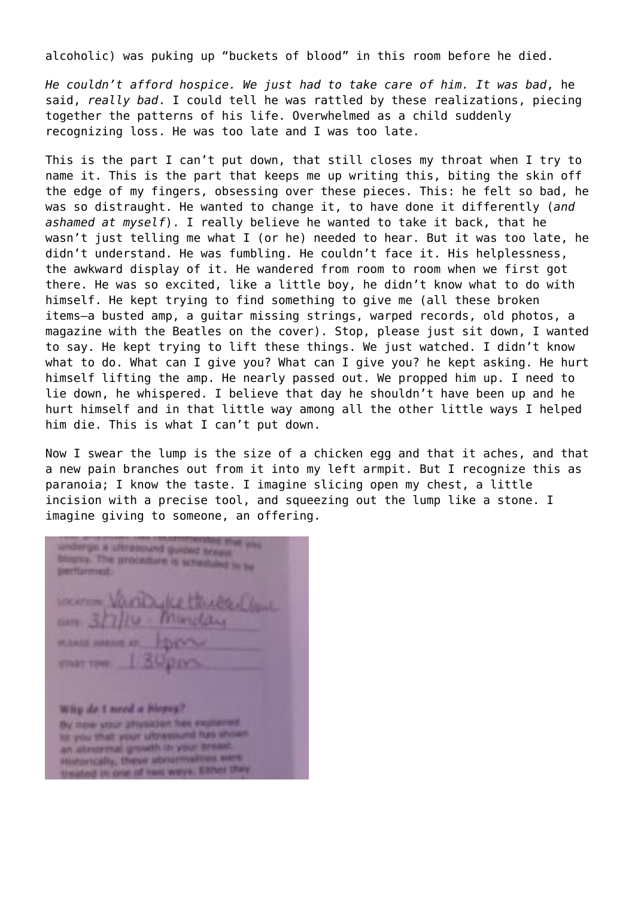alcoholic) was puking up “buckets of blood” in this room before he died.

*He couldn’t afford hospice. We just had to take care of him. It was bad*, he said, *really bad*. I could tell he was rattled by these realizations, piecing together the patterns of his life. Overwhelmed as a child suddenly recognizing loss. He was too late and I was too late.

This is the part I can’t put down, that still closes my throat when I try to name it. This is the part that keeps me up writing this, biting the skin off the edge of my fingers, obsessing over these pieces. This: he felt so bad, he was so distraught. He wanted to change it, to have done it differently (*and ashamed at myself*). I really believe he wanted to take it back, that he wasn’t just telling me what I (or he) needed to hear. But it was too late, he didn’t understand. He was fumbling. He couldn’t face it. His helplessness, the awkward display of it. He wandered from room to room when we first got there. He was so excited, like a little boy, he didn’t know what to do with himself. He kept trying to find something to give me (all these broken items—a busted amp, a guitar missing strings, warped records, old photos, a magazine with the Beatles on the cover). Stop, please just sit down, I wanted to say. He kept trying to lift these things. We just watched. I didn’t know what to do. What can I give you? What can I give you? he kept asking. He hurt himself lifting the amp. He nearly passed out. We propped him up. I need to lie down, he whispered. I believe that day he shouldn’t have been up and he hurt himself and in that little way among all the other little ways I helped him die. This is what I can’t put down.

Now I swear the lump is the size of a chicken egg and that it aches, and that a new pain branches out from it into my left armpit. But I recognize this as paranoia; I know the taste. I imagine slicing open my chest, a little incision with a precise tool, and squeezing out the lump like a stone. I imagine giving to someone, an offering.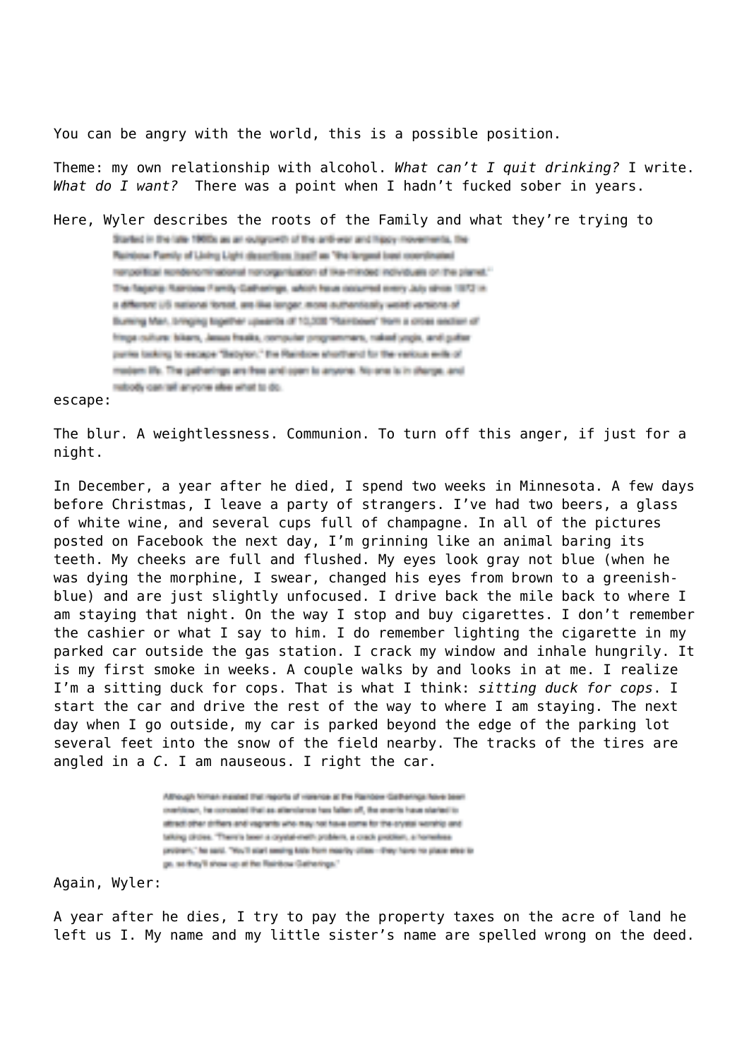You can be angry with the world, this is a possible position.

Theme: my own relationship with alcohol. *What can't I quit drinking?* I write. *What do I want?* There was a point when I hadn't fucked sober in years.

Here, Wyler describes the roots of the Family and what they're trying to escape:

> Started in the late 1960s as an outgrowth of the anti-war and hippy movements, the Rainbow Family of Living Light describes itself as "the largest best coordinated nonpolitical nondenominational nonorganization of like-minded individuals on the planet." The flagship Rainbow Family Gatherings, which have occurred every July since 1972 in a different US national forest, are like longer, more authentically weird versions of Burning Man, bringing together upwards of 10,000 "Rainbows" from a cross section of fringe culture: bikers, Jesus freaks, computer programmers, naked yogis, and gutter punks looking to escape "Babylon," the Rainbow shorthand for the various evils of modern life. The gatherings are free and open to anyone. No one is in charge, and nobody can tell anyone else what to do.

The blur. A weightlessness. Communion. To turn off this anger, if just for a night.

In December, a year after he died, I spend two weeks in Minnesota. A few days before Christmas, I leave a party of strangers. I've had two beers, a glass of white wine, and several cups full of champagne. In all of the pictures posted on Facebook the next day, I'm grinning like an animal baring its teeth. My cheeks are full and flushed. My eyes look gray not blue (when he was dying the morphine, I swear, changed his eyes from brown to a greenish-blue) and are just slightly unfocused. I drive back the mile back to where I am staying that night. On the way I stop and buy cigarettes. I don't remember the cashier or what I say to him. I do remember lighting the cigarette in my parked car outside the gas station. I crack my window and inhale hungrily. It is my first smoke in weeks. A couple walks by and looks in at me. I realize I'm a sitting duck for cops. That is what I think: *sitting duck for cops*. I start the car and drive the rest of the way to where I am staying. The next day when I go outside, my car is parked beyond the edge of the parking lot several feet into the snow of the field nearby. The tracks of the tires are angled in a *C*. I am nauseous. I right the car.

Again, Wyler:

> Although Niman insisted that reports of violence at the Rainbow Gatherings have been overblown, he conceded that as attendance has fallen off, the events have started to attract other drifters and vagrants who may not have come for the crystal worship and talking circles. "There's been a crystal-meth problem, a crack problem, a homeless problem," he said. "You'll start seeing kids from nearby cities—they have no place else to go, so they'll show up at the Rainbow Gatherings."

A year after he dies, I try to pay the property taxes on the acre of land he left us I. My name and my little sister's name are spelled wrong on the deed.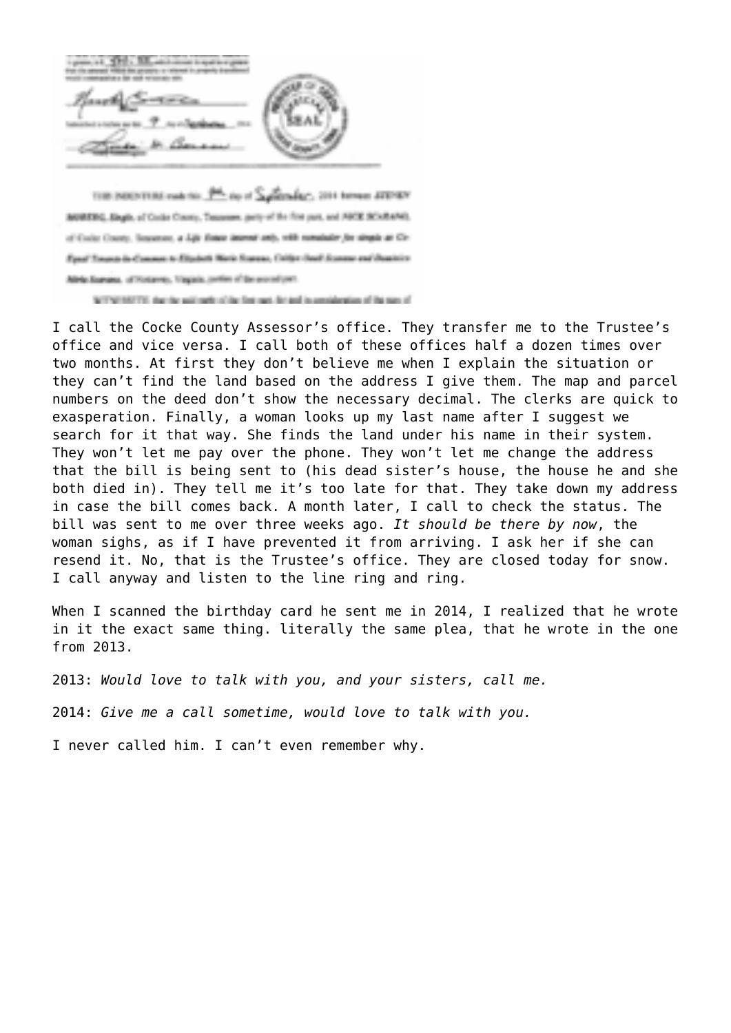I call the Cocke County Assessor's office. They transfer me to the Trustee's office and vice versa. I call both of these offices half a dozen times over two months. At first they don't believe me when I explain the situation or they can't find the land based on the address I give them. The map and parcel numbers on the deed don't show the necessary decimal. The clerks are quick to exasperation. Finally, a woman looks up my last name after I suggest we search for it that way. She finds the land under his name in their system. They won't let me pay over the phone. They won't let me change the address that the bill is being sent to (his dead sister's house, the house he and she both died in). They tell me it's too late for that. They take down my address in case the bill comes back. A month later, I call to check the status. The bill was sent to me over three weeks ago. *It should be there by now*, the woman sighs, as if I have prevented it from arriving. I ask her if she can resend it. No, that is the Trustee's office. They are closed today for snow. I call anyway and listen to the line ring and ring.

When I scanned the birthday card he sent me in 2014, I realized that he wrote in it the exact same thing. literally the same plea, that he wrote in the one from 2013.

2013: *Would love to talk with you, and your sisters, call me.*

2014: *Give me a call sometime, would love to talk with you.*

I never called him. I can't even remember why.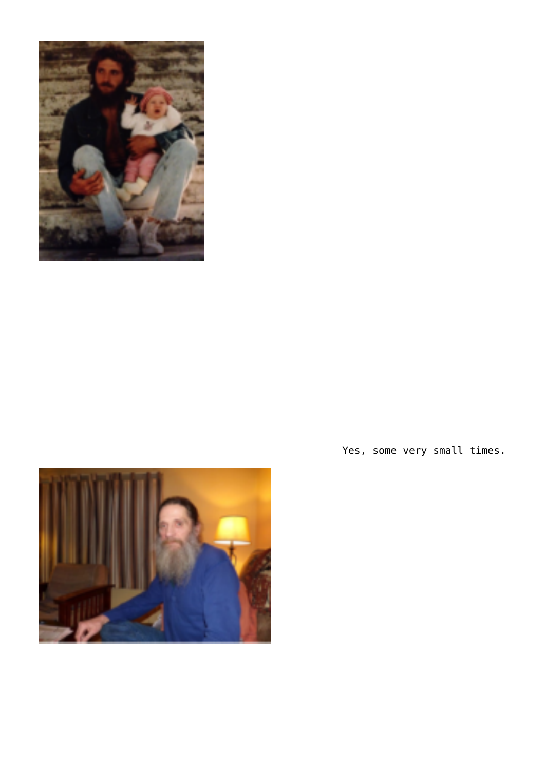Yes, some very small times.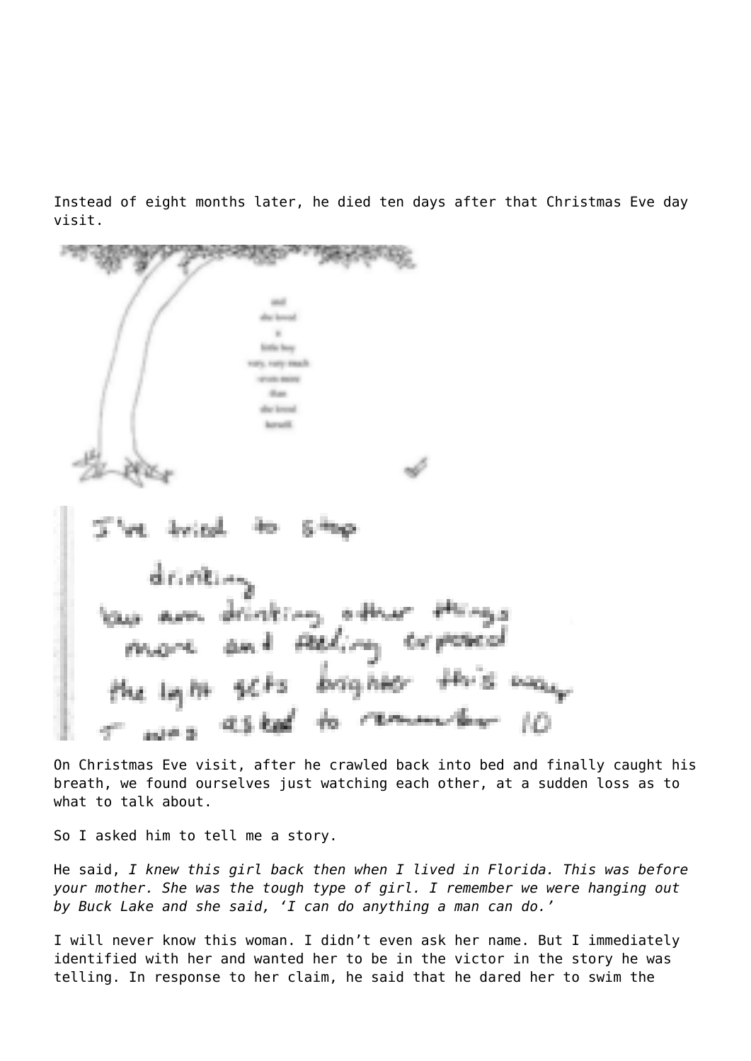Instead of eight months later, he died ten days after that Christmas Eve day visit.

On Christmas Eve visit, after he crawled back into bed and finally caught his breath, we found ourselves just watching each other, at a sudden loss as to what to talk about.

So I asked him to tell me a story.

He said, *I knew this girl back then when I lived in Florida. This was before your mother. She was the tough type of girl. I remember we were hanging out by Buck Lake and she said, 'I can do anything a man can do.'*

I will never know this woman. I didn't even ask her name. But I immediately identified with her and wanted her to be in the victor in the story he was telling. In response to her claim, he said that he dared her to swim the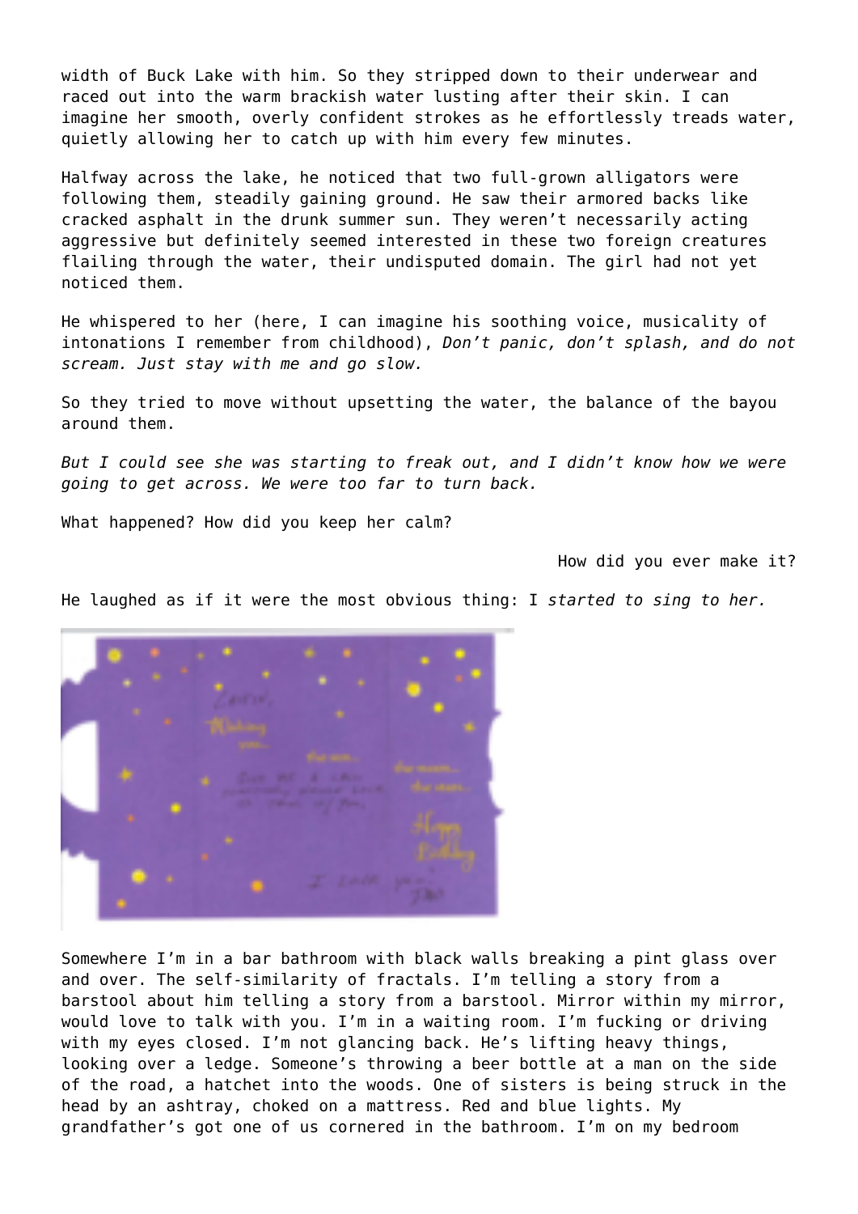width of Buck Lake with him. So they stripped down to their underwear and raced out into the warm brackish water lusting after their skin. I can imagine her smooth, overly confident strokes as he effortlessly treads water, quietly allowing her to catch up with him every few minutes.

Halfway across the lake, he noticed that two full-grown alligators were following them, steadily gaining ground. He saw their armored backs like cracked asphalt in the drunk summer sun. They weren't necessarily acting aggressive but definitely seemed interested in these two foreign creatures flailing through the water, their undisputed domain. The girl had not yet noticed them.

He whispered to her (here, I can imagine his soothing voice, musicality of intonations I remember from childhood), *Don't panic, don't splash, and do not scream. Just stay with me and go slow.*

So they tried to move without upsetting the water, the balance of the bayou around them.

*But I could see she was starting to freak out, and I didn't know how we were going to get across. We were too far to turn back.*

What happened? How did you keep her calm?

How did you ever make it?

He laughed as if it were the most obvious thing: I *started to sing to her.*

Somewhere I'm in a bar bathroom with black walls breaking a pint glass over and over. The self-similarity of fractals. I'm telling a story from a barstool about him telling a story from a barstool. Mirror within my mirror, would love to talk with you. I'm in a waiting room. I'm fucking or driving with my eyes closed. I'm not glancing back. He's lifting heavy things, looking over a ledge. Someone's throwing a beer bottle at a man on the side of the road, a hatchet into the woods. One of sisters is being struck in the head by an ashtray, choked on a mattress. Red and blue lights. My grandfather's got one of us cornered in the bathroom. I'm on my bedroom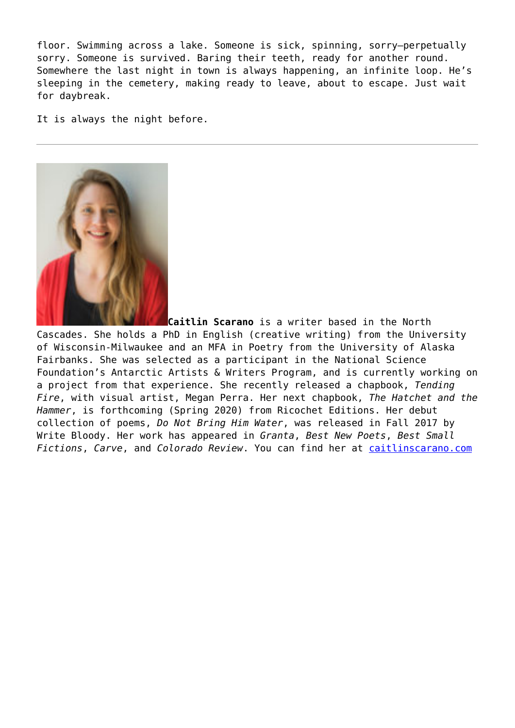floor. Swimming across a lake. Someone is sick, spinning, sorry—perpetually sorry. Someone is survived. Baring their teeth, ready for another round. Somewhere the last night in town is always happening, an infinite loop. He's sleeping in the cemetery, making ready to leave, about to escape. Just wait for daybreak.

It is always the night before.

---

**Caitlin Scarano** is a writer based in the North Cascades. She holds a PhD in English (creative writing) from the University of Wisconsin-Milwaukee and an MFA in Poetry from the University of Alaska Fairbanks. She was selected as a participant in the National Science Foundation's Antarctic Artists & Writers Program, and is currently working on a project from that experience. She recently released a chapbook, *Tending Fire*, with visual artist, Megan Perra. Her next chapbook, *The Hatchet and the Hammer*, is forthcoming (Spring 2020) from Ricochet Editions. Her debut collection of poems, *Do Not Bring Him Water*, was released in Fall 2017 by Write Bloody. Her work has appeared in *Granta*, *Best New Poets*, *Best Small Fictions*, *Carve*, and *Colorado Review*. You can find her at [caitlinscarano.com](caitlinscarano.com)